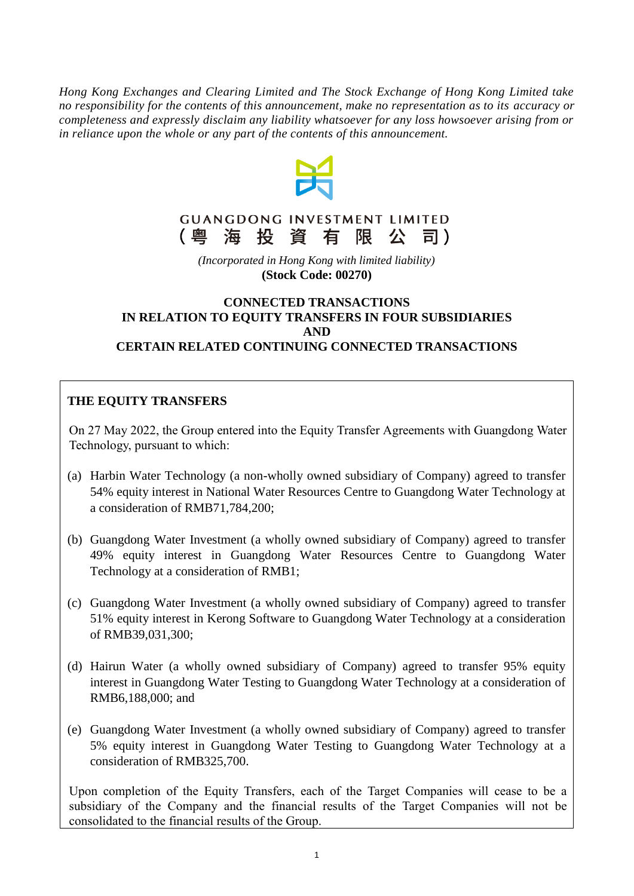*Hong Kong Exchanges and Clearing Limited and The Stock Exchange of Hong Kong Limited take no responsibility for the contents of this announcement, make no representation as to its accuracy or completeness and expressly disclaim any liability whatsoever for any loss howsoever arising from or in reliance upon the whole or any part of the contents of this announcement.*

GUANGDONG INVESTMENT LIMITED
(粵 海 投 資 有 限 公 司)

*(Incorporated in Hong Kong with limited liability)*
**(Stock Code: 00270)**

# CONNECTED TRANSACTIONS IN RELATION TO EQUITY TRANSFERS IN FOUR SUBSIDIARIES AND CERTAIN RELATED CONTINUING CONNECTED TRANSACTIONS

## THE EQUITY TRANSFERS

On 27 May 2022, the Group entered into the Equity Transfer Agreements with Guangdong Water Technology, pursuant to which:

(a) Harbin Water Technology (a non-wholly owned subsidiary of Company) agreed to transfer 54% equity interest in National Water Resources Centre to Guangdong Water Technology at a consideration of RMB71,784,200;

(b) Guangdong Water Investment (a wholly owned subsidiary of Company) agreed to transfer 49% equity interest in Guangdong Water Resources Centre to Guangdong Water Technology at a consideration of RMB1;

(c) Guangdong Water Investment (a wholly owned subsidiary of Company) agreed to transfer 51% equity interest in Kerong Software to Guangdong Water Technology at a consideration of RMB39,031,300;

(d) Hairun Water (a wholly owned subsidiary of Company) agreed to transfer 95% equity interest in Guangdong Water Testing to Guangdong Water Technology at a consideration of RMB6,188,000; and

(e) Guangdong Water Investment (a wholly owned subsidiary of Company) agreed to transfer 5% equity interest in Guangdong Water Testing to Guangdong Water Technology at a consideration of RMB325,700.

Upon completion of the Equity Transfers, each of the Target Companies will cease to be a subsidiary of the Company and the financial results of the Target Companies will not be consolidated to the financial results of the Group.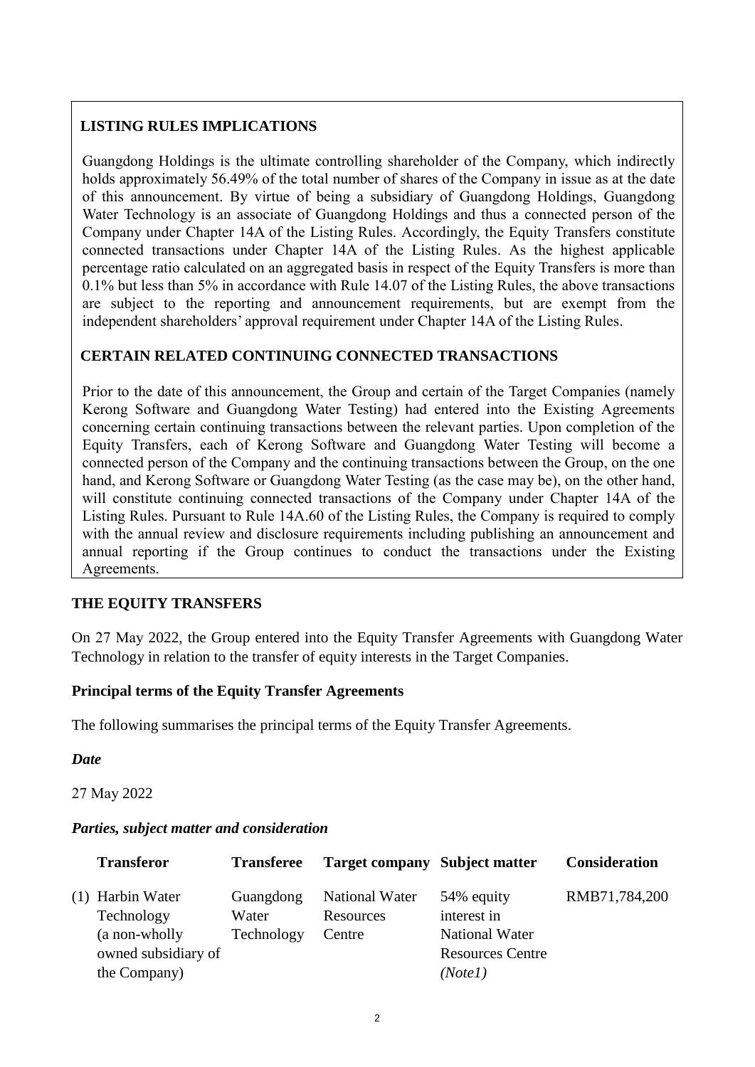## LISTING RULES IMPLICATIONS

Guangdong Holdings is the ultimate controlling shareholder of the Company, which indirectly holds approximately 56.49% of the total number of shares of the Company in issue as at the date of this announcement. By virtue of being a subsidiary of Guangdong Holdings, Guangdong Water Technology is an associate of Guangdong Holdings and thus a connected person of the Company under Chapter 14A of the Listing Rules. Accordingly, the Equity Transfers constitute connected transactions under Chapter 14A of the Listing Rules. As the highest applicable percentage ratio calculated on an aggregated basis in respect of the Equity Transfers is more than 0.1% but less than 5% in accordance with Rule 14.07 of the Listing Rules, the above transactions are subject to the reporting and announcement requirements, but are exempt from the independent shareholders' approval requirement under Chapter 14A of the Listing Rules.

## CERTAIN RELATED CONTINUING CONNECTED TRANSACTIONS

Prior to the date of this announcement, the Group and certain of the Target Companies (namely Kerong Software and Guangdong Water Testing) had entered into the Existing Agreements concerning certain continuing transactions between the relevant parties. Upon completion of the Equity Transfers, each of Kerong Software and Guangdong Water Testing will become a connected person of the Company and the continuing transactions between the Group, on the one hand, and Kerong Software or Guangdong Water Testing (as the case may be), on the other hand, will constitute continuing connected transactions of the Company under Chapter 14A of the Listing Rules. Pursuant to Rule 14A.60 of the Listing Rules, the Company is required to comply with the annual review and disclosure requirements including publishing an announcement and annual reporting if the Group continues to conduct the transactions under the Existing Agreements.

## THE EQUITY TRANSFERS

On 27 May 2022, the Group entered into the Equity Transfer Agreements with Guangdong Water Technology in relation to the transfer of equity interests in the Target Companies.

### Principal terms of the Equity Transfer Agreements

The following summarises the principal terms of the Equity Transfer Agreements.

***Date***

27 May 2022

***Parties, subject matter and consideration***

| | Transferor | Transferee | Target company | Subject matter | Consideration |
|---|---|---|---|---|---|
| (1) | Harbin Water Technology (a non-wholly owned subsidiary of the Company) | Guangdong Water Technology | National Water Resources Centre | 54% equity interest in National Water Resources Centre *(Note1)* | RMB71,784,200 |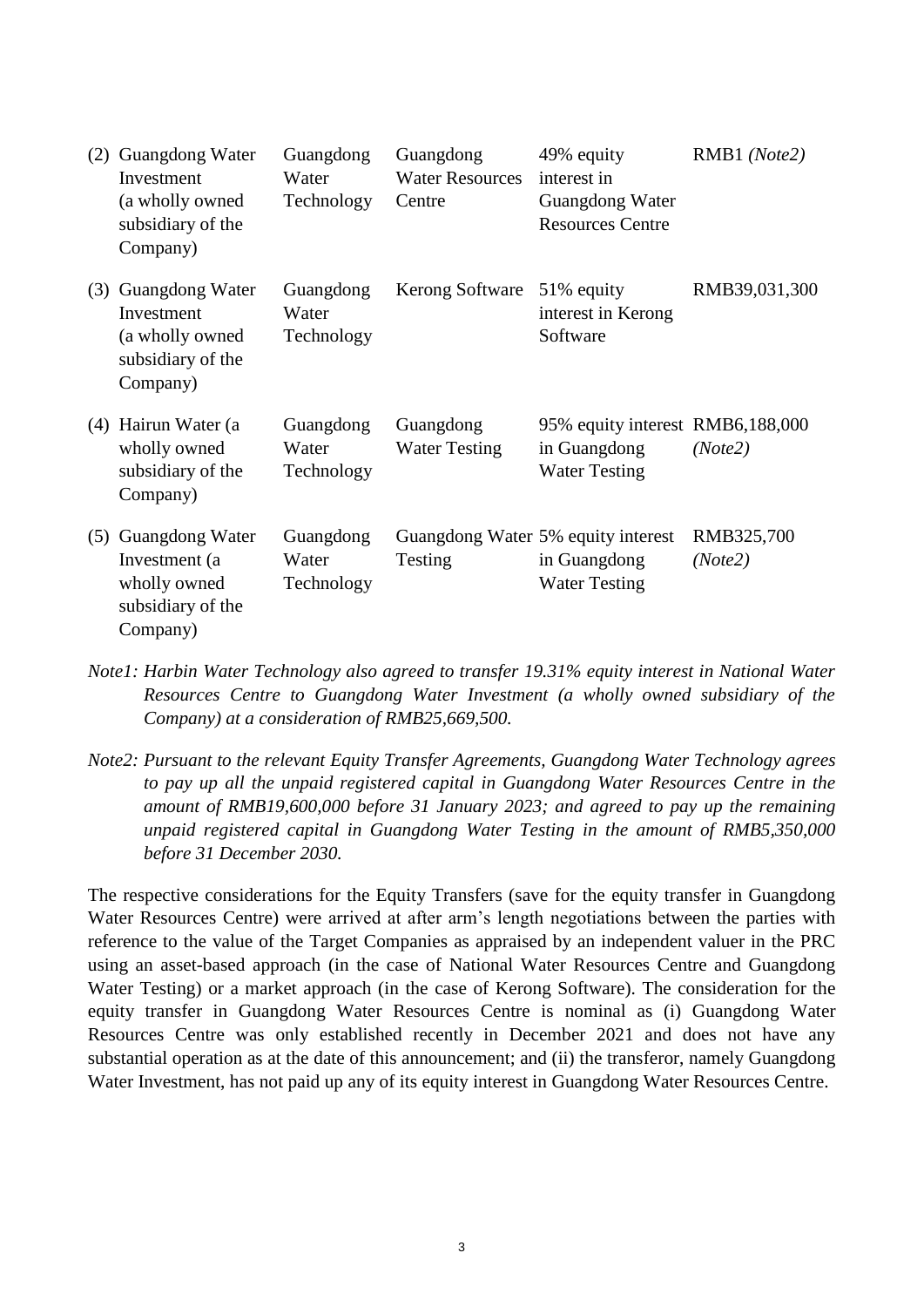| | | | | |
|---|---|---|---|---|
| (2) Guangdong Water Investment (a wholly owned subsidiary of the Company) | Guangdong Water Technology | Guangdong Water Resources Centre | 49% equity interest in Guangdong Water Resources Centre | RMB1 *(Note2)* |
| (3) Guangdong Water Investment (a wholly owned subsidiary of the Company) | Guangdong Water Technology | Kerong Software | 51% equity interest in Kerong Software | RMB39,031,300 |
| (4) Hairun Water (a wholly owned subsidiary of the Company) | Guangdong Water Technology | Guangdong Water Testing | 95% equity interest in Guangdong Water Testing | RMB6,188,000 *(Note2)* |
| (5) Guangdong Water Investment (a wholly owned subsidiary of the Company) | Guangdong Water Technology | Guangdong Water Testing | 5% equity interest in Guangdong Water Testing | RMB325,700 *(Note2)* |

*Note1: Harbin Water Technology also agreed to transfer 19.31% equity interest in National Water Resources Centre to Guangdong Water Investment (a wholly owned subsidiary of the Company) at a consideration of RMB25,669,500.*

*Note2: Pursuant to the relevant Equity Transfer Agreements, Guangdong Water Technology agrees to pay up all the unpaid registered capital in Guangdong Water Resources Centre in the amount of RMB19,600,000 before 31 January 2023; and agreed to pay up the remaining unpaid registered capital in Guangdong Water Testing in the amount of RMB5,350,000 before 31 December 2030.*

The respective considerations for the Equity Transfers (save for the equity transfer in Guangdong Water Resources Centre) were arrived at after arm's length negotiations between the parties with reference to the value of the Target Companies as appraised by an independent valuer in the PRC using an asset-based approach (in the case of National Water Resources Centre and Guangdong Water Testing) or a market approach (in the case of Kerong Software). The consideration for the equity transfer in Guangdong Water Resources Centre is nominal as (i) Guangdong Water Resources Centre was only established recently in December 2021 and does not have any substantial operation as at the date of this announcement; and (ii) the transferor, namely Guangdong Water Investment, has not paid up any of its equity interest in Guangdong Water Resources Centre.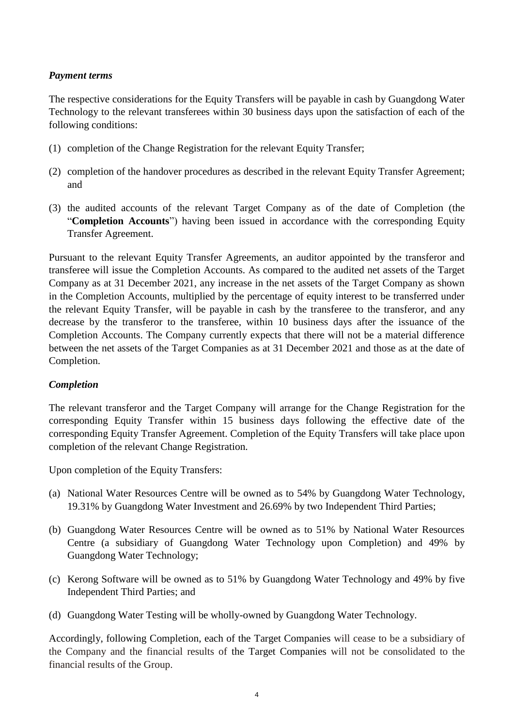***Payment terms***

The respective considerations for the Equity Transfers will be payable in cash by Guangdong Water Technology to the relevant transferees within 30 business days upon the satisfaction of each of the following conditions:

(1) completion of the Change Registration for the relevant Equity Transfer;

(2) completion of the handover procedures as described in the relevant Equity Transfer Agreement; and

(3) the audited accounts of the relevant Target Company as of the date of Completion (the "**Completion Accounts**") having been issued in accordance with the corresponding Equity Transfer Agreement.

Pursuant to the relevant Equity Transfer Agreements, an auditor appointed by the transferor and transferee will issue the Completion Accounts. As compared to the audited net assets of the Target Company as at 31 December 2021, any increase in the net assets of the Target Company as shown in the Completion Accounts, multiplied by the percentage of equity interest to be transferred under the relevant Equity Transfer, will be payable in cash by the transferee to the transferor, and any decrease by the transferor to the transferee, within 10 business days after the issuance of the Completion Accounts. The Company currently expects that there will not be a material difference between the net assets of the Target Companies as at 31 December 2021 and those as at the date of Completion.

***Completion***

The relevant transferor and the Target Company will arrange for the Change Registration for the corresponding Equity Transfer within 15 business days following the effective date of the corresponding Equity Transfer Agreement. Completion of the Equity Transfers will take place upon completion of the relevant Change Registration.

Upon completion of the Equity Transfers:

(a) National Water Resources Centre will be owned as to 54% by Guangdong Water Technology, 19.31% by Guangdong Water Investment and 26.69% by two Independent Third Parties;

(b) Guangdong Water Resources Centre will be owned as to 51% by National Water Resources Centre (a subsidiary of Guangdong Water Technology upon Completion) and 49% by Guangdong Water Technology;

(c) Kerong Software will be owned as to 51% by Guangdong Water Technology and 49% by five Independent Third Parties; and

(d) Guangdong Water Testing will be wholly-owned by Guangdong Water Technology.

Accordingly, following Completion, each of the Target Companies will cease to be a subsidiary of the Company and the financial results of the Target Companies will not be consolidated to the financial results of the Group.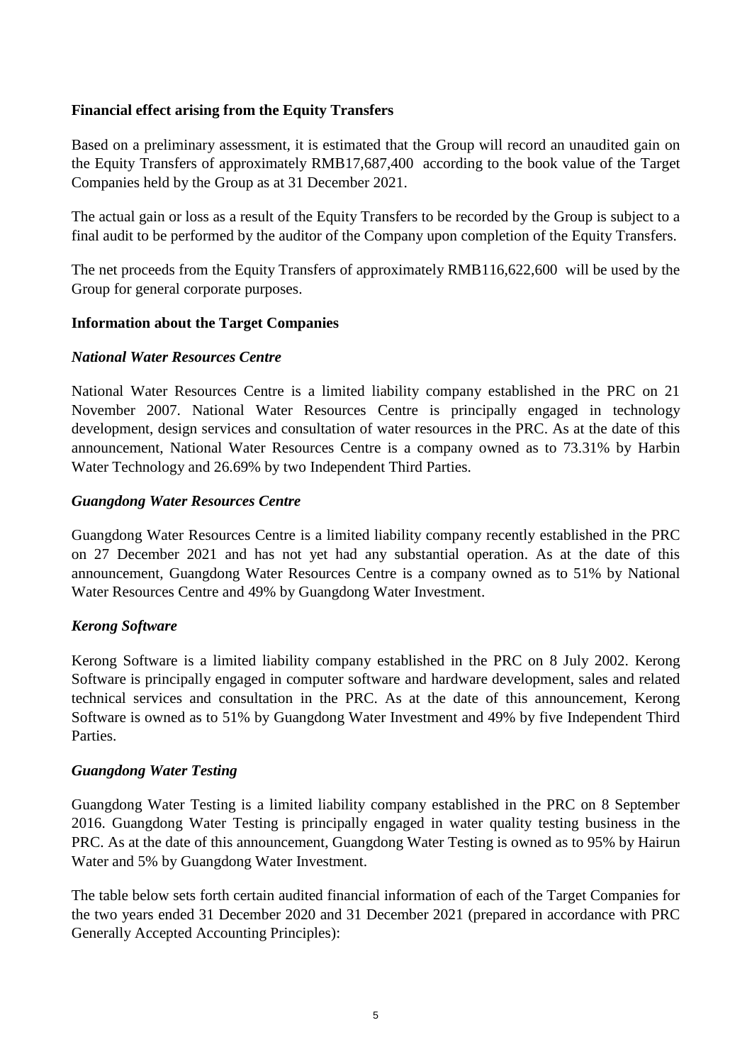**Financial effect arising from the Equity Transfers**

Based on a preliminary assessment, it is estimated that the Group will record an unaudited gain on the Equity Transfers of approximately RMB17,687,400 according to the book value of the Target Companies held by the Group as at 31 December 2021.

The actual gain or loss as a result of the Equity Transfers to be recorded by the Group is subject to a final audit to be performed by the auditor of the Company upon completion of the Equity Transfers.

The net proceeds from the Equity Transfers of approximately RMB116,622,600 will be used by the Group for general corporate purposes.

**Information about the Target Companies**

***National Water Resources Centre***

National Water Resources Centre is a limited liability company established in the PRC on 21 November 2007. National Water Resources Centre is principally engaged in technology development, design services and consultation of water resources in the PRC. As at the date of this announcement, National Water Resources Centre is a company owned as to 73.31% by Harbin Water Technology and 26.69% by two Independent Third Parties.

***Guangdong Water Resources Centre***

Guangdong Water Resources Centre is a limited liability company recently established in the PRC on 27 December 2021 and has not yet had any substantial operation. As at the date of this announcement, Guangdong Water Resources Centre is a company owned as to 51% by National Water Resources Centre and 49% by Guangdong Water Investment.

***Kerong Software***

Kerong Software is a limited liability company established in the PRC on 8 July 2002. Kerong Software is principally engaged in computer software and hardware development, sales and related technical services and consultation in the PRC. As at the date of this announcement, Kerong Software is owned as to 51% by Guangdong Water Investment and 49% by five Independent Third Parties.

***Guangdong Water Testing***

Guangdong Water Testing is a limited liability company established in the PRC on 8 September 2016. Guangdong Water Testing is principally engaged in water quality testing business in the PRC. As at the date of this announcement, Guangdong Water Testing is owned as to 95% by Hairun Water and 5% by Guangdong Water Investment.

The table below sets forth certain audited financial information of each of the Target Companies for the two years ended 31 December 2020 and 31 December 2021 (prepared in accordance with PRC Generally Accepted Accounting Principles):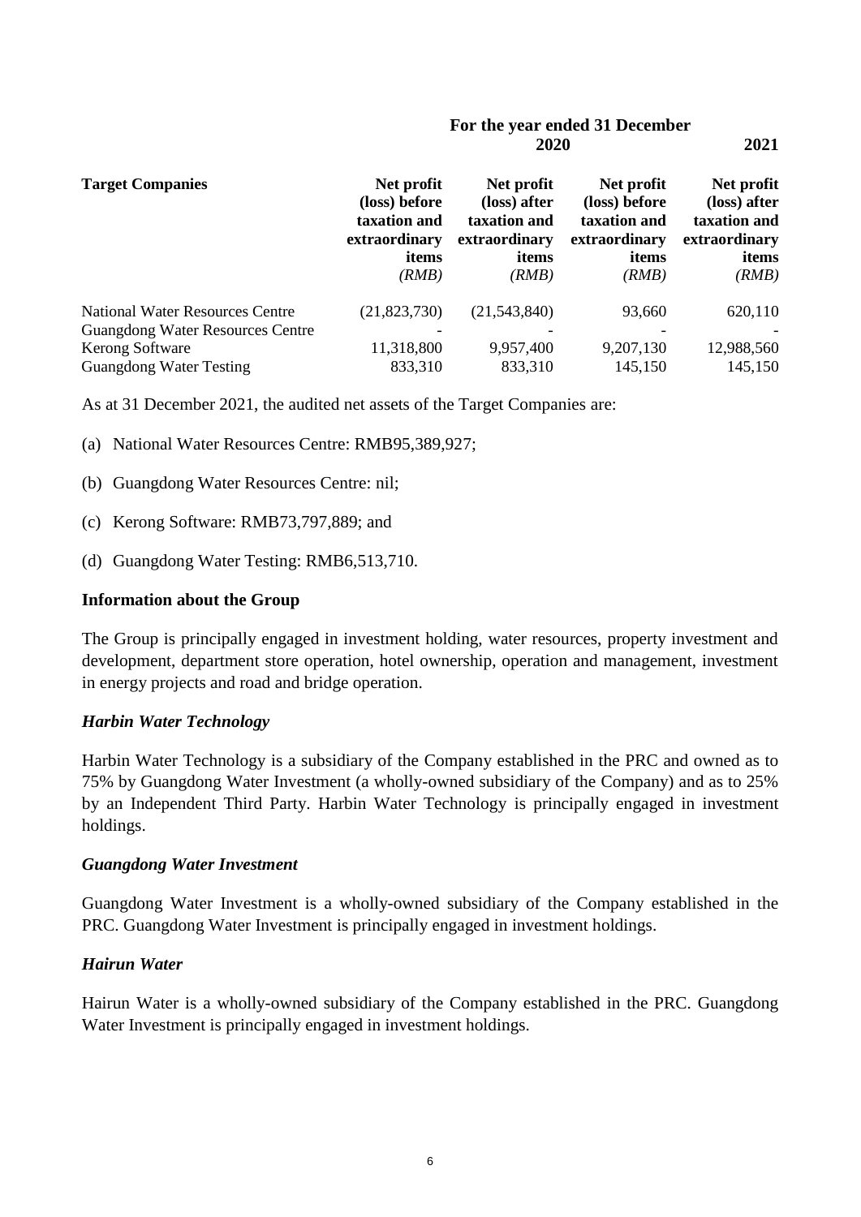| Target Companies | For the year ended 31 December 2020 | | 2021 | |
|---|---|---|---|---|
| | Net profit (loss) before taxation and extraordinary items *(RMB)* | Net profit (loss) after taxation and extraordinary items *(RMB)* | Net profit (loss) before taxation and extraordinary items *(RMB)* | Net profit (loss) after taxation and extraordinary items *(RMB)* |
| National Water Resources Centre | (21,823,730) | (21,543,840) | 93,660 | 620,110 |
| Guangdong Water Resources Centre | - | - | - | - |
| Kerong Software | 11,318,800 | 9,957,400 | 9,207,130 | 12,988,560 |
| Guangdong Water Testing | 833,310 | 833,310 | 145,150 | 145,150 |

As at 31 December 2021, the audited net assets of the Target Companies are:

(a) National Water Resources Centre: RMB95,389,927;

(b) Guangdong Water Resources Centre: nil;

(c) Kerong Software: RMB73,797,889; and

(d) Guangdong Water Testing: RMB6,513,710.

## Information about the Group

The Group is principally engaged in investment holding, water resources, property investment and development, department store operation, hotel ownership, operation and management, investment in energy projects and road and bridge operation.

### *Harbin Water Technology*

Harbin Water Technology is a subsidiary of the Company established in the PRC and owned as to 75% by Guangdong Water Investment (a wholly-owned subsidiary of the Company) and as to 25% by an Independent Third Party. Harbin Water Technology is principally engaged in investment holdings.

### *Guangdong Water Investment*

Guangdong Water Investment is a wholly-owned subsidiary of the Company established in the PRC. Guangdong Water Investment is principally engaged in investment holdings.

### *Hairun Water*

Hairun Water is a wholly-owned subsidiary of the Company established in the PRC. Guangdong Water Investment is principally engaged in investment holdings.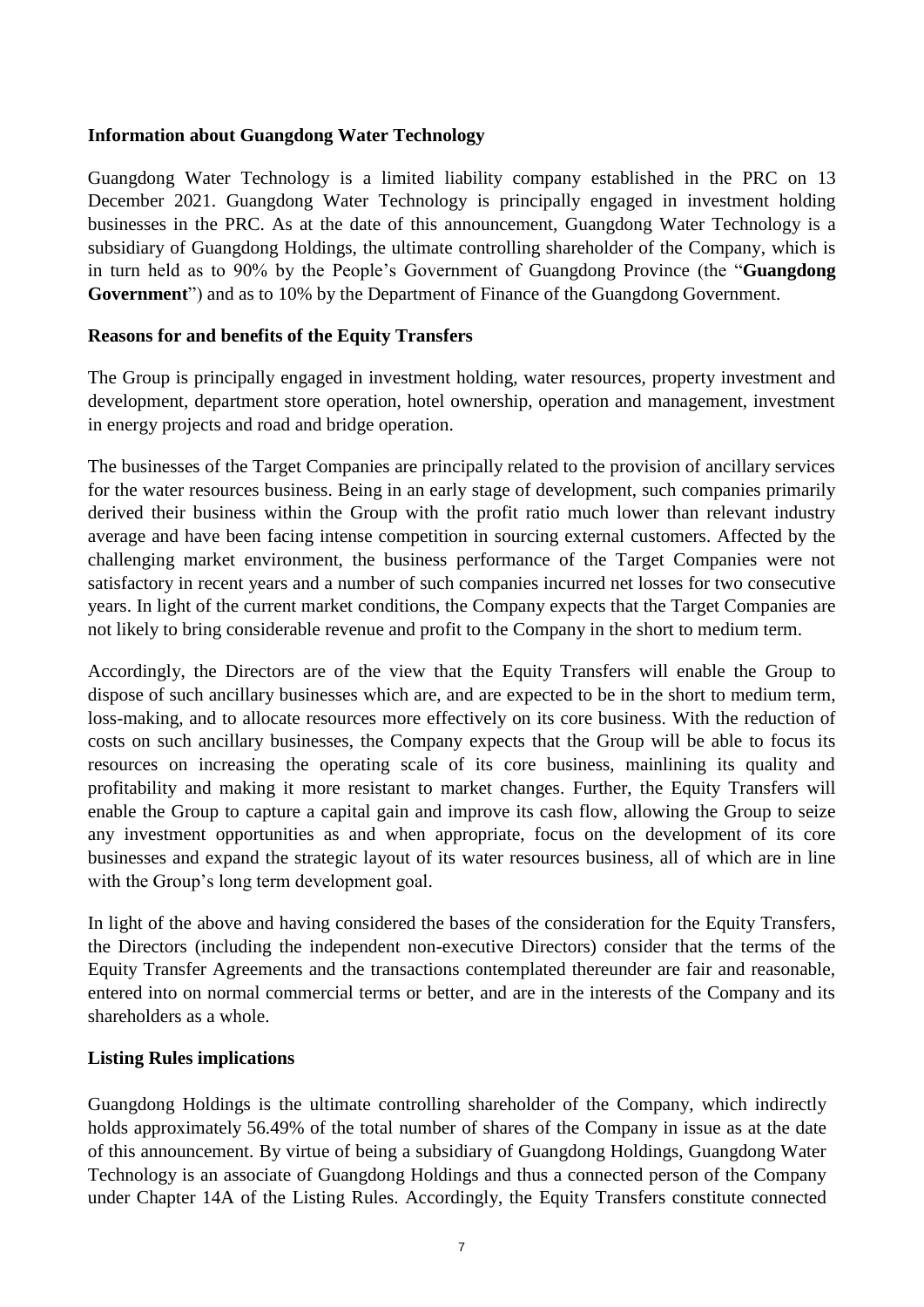**Information about Guangdong Water Technology**

Guangdong Water Technology is a limited liability company established in the PRC on 13 December 2021. Guangdong Water Technology is principally engaged in investment holding businesses in the PRC. As at the date of this announcement, Guangdong Water Technology is a subsidiary of Guangdong Holdings, the ultimate controlling shareholder of the Company, which is in turn held as to 90% by the People's Government of Guangdong Province (the "**Guangdong Government**") and as to 10% by the Department of Finance of the Guangdong Government.

**Reasons for and benefits of the Equity Transfers**

The Group is principally engaged in investment holding, water resources, property investment and development, department store operation, hotel ownership, operation and management, investment in energy projects and road and bridge operation.

The businesses of the Target Companies are principally related to the provision of ancillary services for the water resources business. Being in an early stage of development, such companies primarily derived their business within the Group with the profit ratio much lower than relevant industry average and have been facing intense competition in sourcing external customers. Affected by the challenging market environment, the business performance of the Target Companies were not satisfactory in recent years and a number of such companies incurred net losses for two consecutive years. In light of the current market conditions, the Company expects that the Target Companies are not likely to bring considerable revenue and profit to the Company in the short to medium term.

Accordingly, the Directors are of the view that the Equity Transfers will enable the Group to dispose of such ancillary businesses which are, and are expected to be in the short to medium term, loss-making, and to allocate resources more effectively on its core business. With the reduction of costs on such ancillary businesses, the Company expects that the Group will be able to focus its resources on increasing the operating scale of its core business, mainlining its quality and profitability and making it more resistant to market changes. Further, the Equity Transfers will enable the Group to capture a capital gain and improve its cash flow, allowing the Group to seize any investment opportunities as and when appropriate, focus on the development of its core businesses and expand the strategic layout of its water resources business, all of which are in line with the Group's long term development goal.

In light of the above and having considered the bases of the consideration for the Equity Transfers, the Directors (including the independent non-executive Directors) consider that the terms of the Equity Transfer Agreements and the transactions contemplated thereunder are fair and reasonable, entered into on normal commercial terms or better, and are in the interests of the Company and its shareholders as a whole.

**Listing Rules implications**

Guangdong Holdings is the ultimate controlling shareholder of the Company, which indirectly holds approximately 56.49% of the total number of shares of the Company in issue as at the date of this announcement. By virtue of being a subsidiary of Guangdong Holdings, Guangdong Water Technology is an associate of Guangdong Holdings and thus a connected person of the Company under Chapter 14A of the Listing Rules. Accordingly, the Equity Transfers constitute connected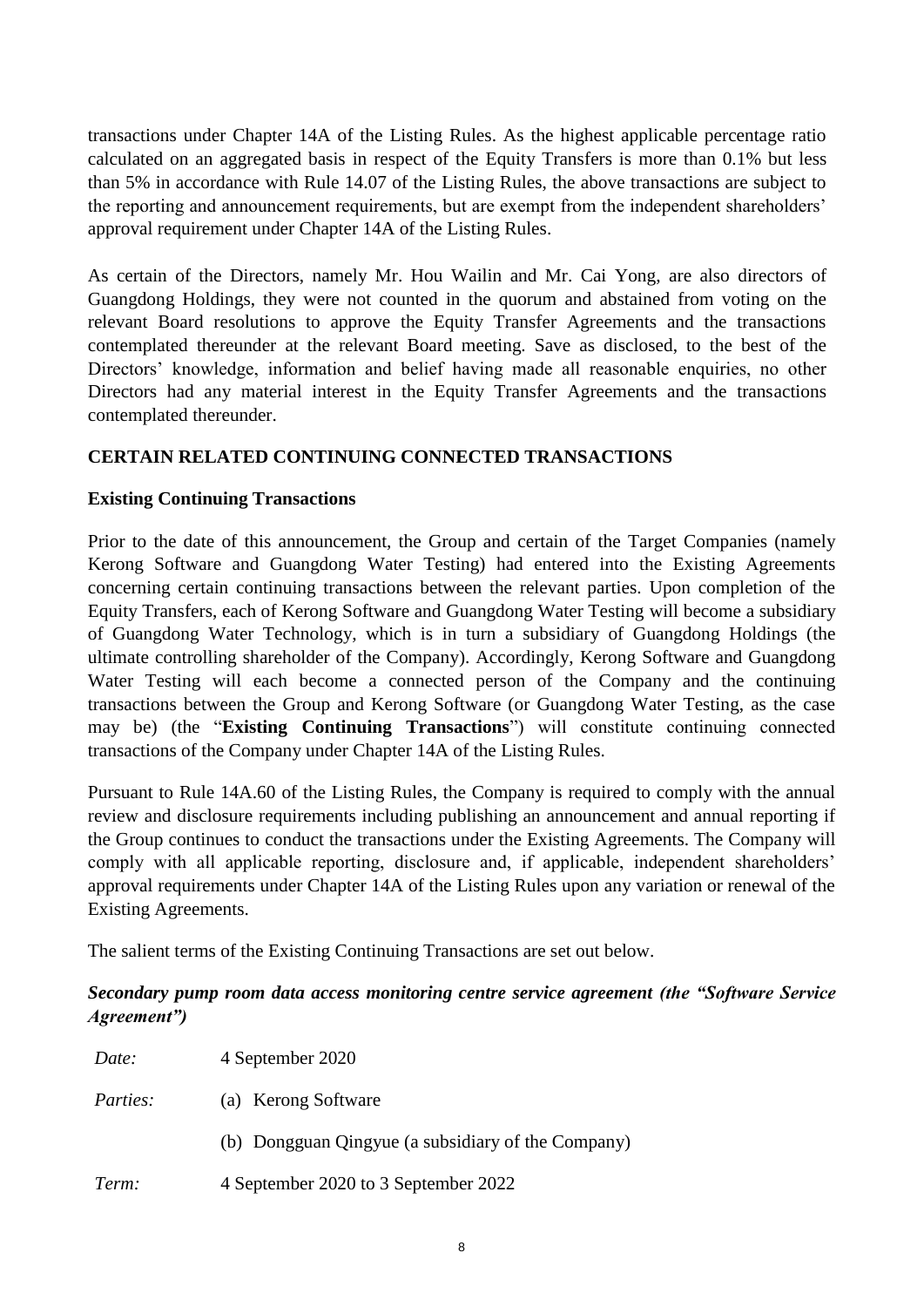transactions under Chapter 14A of the Listing Rules. As the highest applicable percentage ratio calculated on an aggregated basis in respect of the Equity Transfers is more than 0.1% but less than 5% in accordance with Rule 14.07 of the Listing Rules, the above transactions are subject to the reporting and announcement requirements, but are exempt from the independent shareholders' approval requirement under Chapter 14A of the Listing Rules.

As certain of the Directors, namely Mr. Hou Wailin and Mr. Cai Yong, are also directors of Guangdong Holdings, they were not counted in the quorum and abstained from voting on the relevant Board resolutions to approve the Equity Transfer Agreements and the transactions contemplated thereunder at the relevant Board meeting. Save as disclosed, to the best of the Directors' knowledge, information and belief having made all reasonable enquiries, no other Directors had any material interest in the Equity Transfer Agreements and the transactions contemplated thereunder.

## CERTAIN RELATED CONTINUING CONNECTED TRANSACTIONS

### Existing Continuing Transactions

Prior to the date of this announcement, the Group and certain of the Target Companies (namely Kerong Software and Guangdong Water Testing) had entered into the Existing Agreements concerning certain continuing transactions between the relevant parties. Upon completion of the Equity Transfers, each of Kerong Software and Guangdong Water Testing will become a subsidiary of Guangdong Water Technology, which is in turn a subsidiary of Guangdong Holdings (the ultimate controlling shareholder of the Company). Accordingly, Kerong Software and Guangdong Water Testing will each become a connected person of the Company and the continuing transactions between the Group and Kerong Software (or Guangdong Water Testing, as the case may be) (the "**Existing Continuing Transactions**") will constitute continuing connected transactions of the Company under Chapter 14A of the Listing Rules.

Pursuant to Rule 14A.60 of the Listing Rules, the Company is required to comply with the annual review and disclosure requirements including publishing an announcement and annual reporting if the Group continues to conduct the transactions under the Existing Agreements. The Company will comply with all applicable reporting, disclosure and, if applicable, independent shareholders' approval requirements under Chapter 14A of the Listing Rules upon any variation or renewal of the Existing Agreements.

The salient terms of the Existing Continuing Transactions are set out below.

***Secondary pump room data access monitoring centre service agreement (the "Software Service Agreement")***

| | |
|---|---|
| *Date:* | 4 September 2020 |
| *Parties:* | (a) Kerong Software |
| | (b) Dongguan Qingyue (a subsidiary of the Company) |
| *Term:* | 4 September 2020 to 3 September 2022 |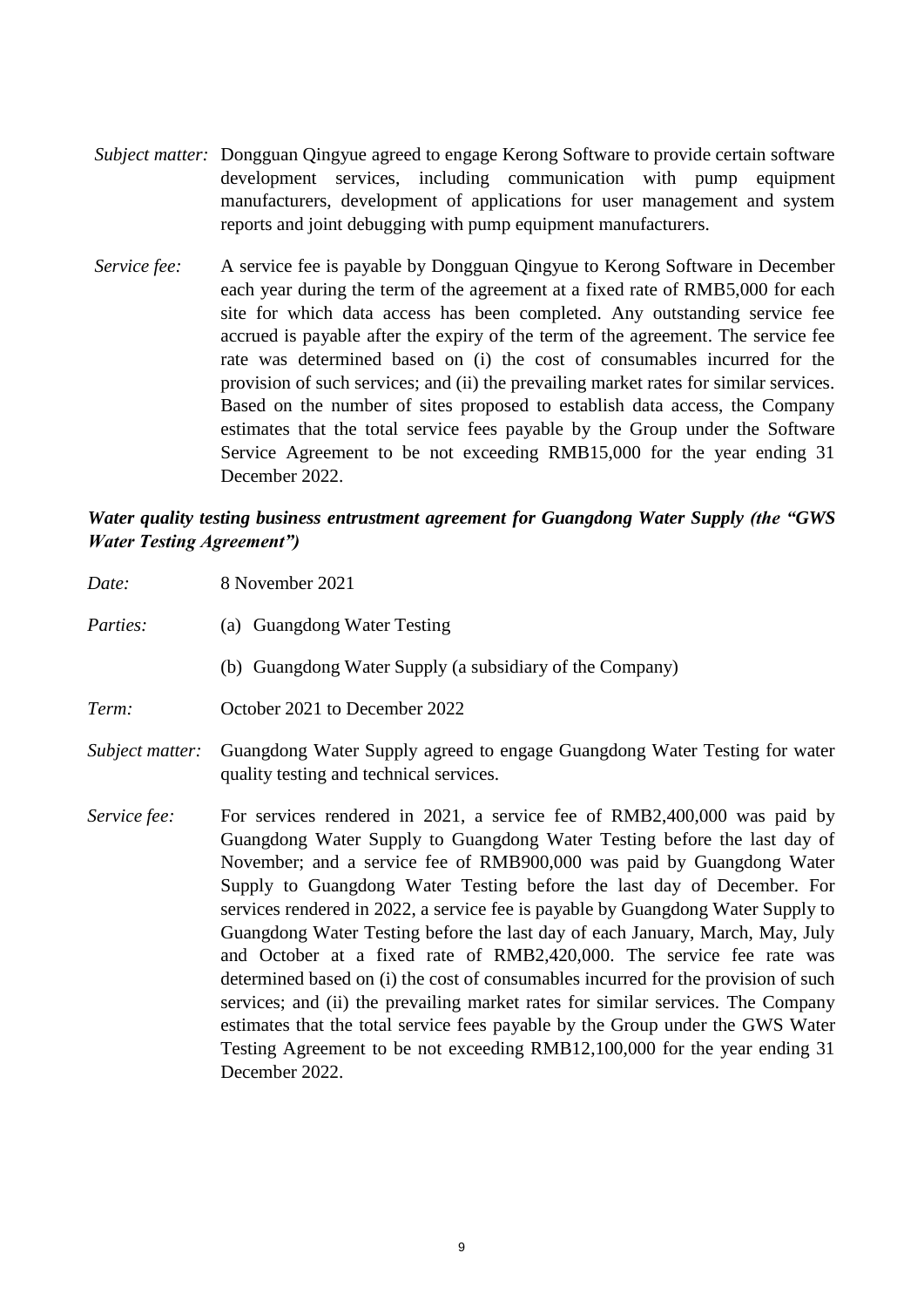*Subject matter:* Dongguan Qingyue agreed to engage Kerong Software to provide certain software development services, including communication with pump equipment manufacturers, development of applications for user management and system reports and joint debugging with pump equipment manufacturers.

*Service fee:* A service fee is payable by Dongguan Qingyue to Kerong Software in December each year during the term of the agreement at a fixed rate of RMB5,000 for each site for which data access has been completed. Any outstanding service fee accrued is payable after the expiry of the term of the agreement. The service fee rate was determined based on (i) the cost of consumables incurred for the provision of such services; and (ii) the prevailing market rates for similar services. Based on the number of sites proposed to establish data access, the Company estimates that the total service fees payable by the Group under the Software Service Agreement to be not exceeding RMB15,000 for the year ending 31 December 2022.

***Water quality testing business entrustment agreement for Guangdong Water Supply (the "GWS Water Testing Agreement")***

*Date:* 8 November 2021

*Parties:* (a) Guangdong Water Testing

(b) Guangdong Water Supply (a subsidiary of the Company)

*Term:* October 2021 to December 2022

*Subject matter:* Guangdong Water Supply agreed to engage Guangdong Water Testing for water quality testing and technical services.

*Service fee:* For services rendered in 2021, a service fee of RMB2,400,000 was paid by Guangdong Water Supply to Guangdong Water Testing before the last day of November; and a service fee of RMB900,000 was paid by Guangdong Water Supply to Guangdong Water Testing before the last day of December. For services rendered in 2022, a service fee is payable by Guangdong Water Supply to Guangdong Water Testing before the last day of each January, March, May, July and October at a fixed rate of RMB2,420,000. The service fee rate was determined based on (i) the cost of consumables incurred for the provision of such services; and (ii) the prevailing market rates for similar services. The Company estimates that the total service fees payable by the Group under the GWS Water Testing Agreement to be not exceeding RMB12,100,000 for the year ending 31 December 2022.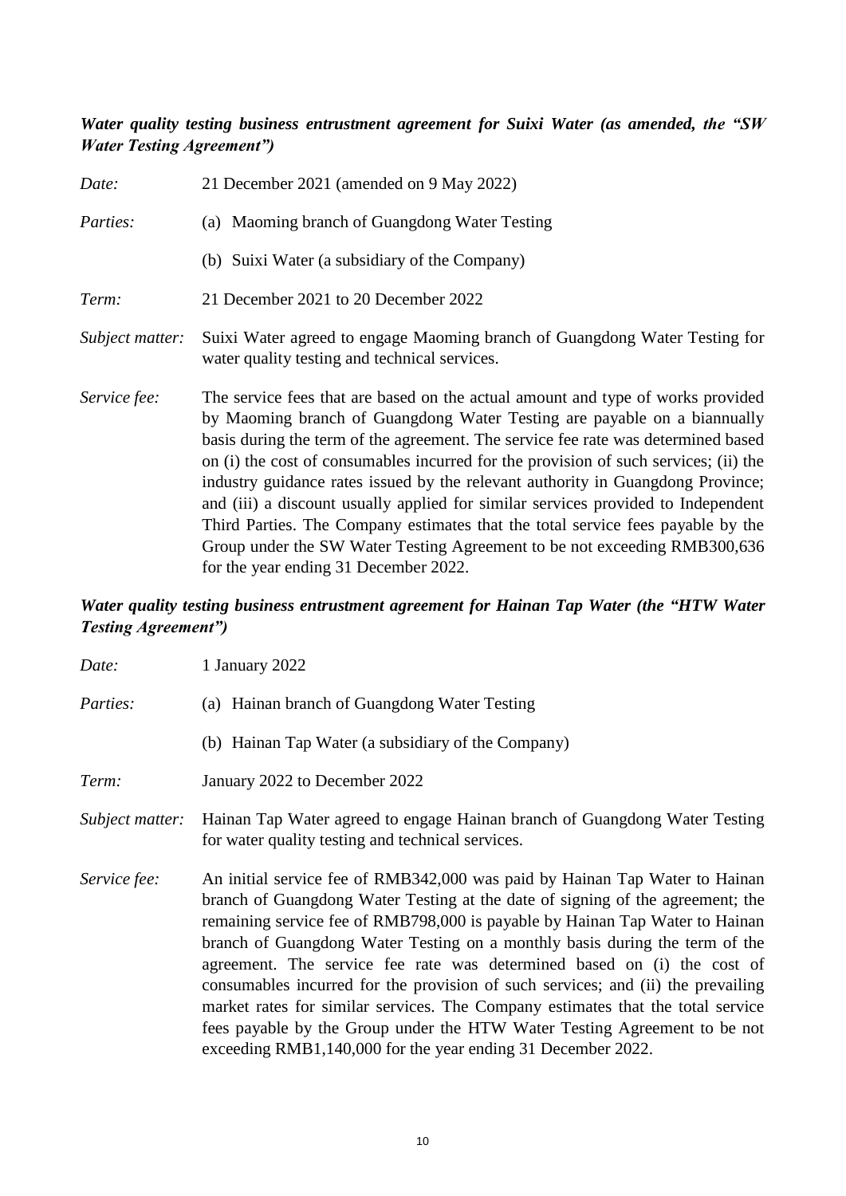***Water quality testing business entrustment agreement for Suixi Water (as amended, the "SW Water Testing Agreement")***

*Date:* 21 December 2021 (amended on 9 May 2022)

*Parties:*
(a) Maoming branch of Guangdong Water Testing
(b) Suixi Water (a subsidiary of the Company)

*Term:* 21 December 2021 to 20 December 2022

*Subject matter:* Suixi Water agreed to engage Maoming branch of Guangdong Water Testing for water quality testing and technical services.

*Service fee:* The service fees that are based on the actual amount and type of works provided by Maoming branch of Guangdong Water Testing are payable on a biannually basis during the term of the agreement. The service fee rate was determined based on (i) the cost of consumables incurred for the provision of such services; (ii) the industry guidance rates issued by the relevant authority in Guangdong Province; and (iii) a discount usually applied for similar services provided to Independent Third Parties. The Company estimates that the total service fees payable by the Group under the SW Water Testing Agreement to be not exceeding RMB300,636 for the year ending 31 December 2022.

***Water quality testing business entrustment agreement for Hainan Tap Water (the "HTW Water Testing Agreement")***

*Date:* 1 January 2022

*Parties:*
(a) Hainan branch of Guangdong Water Testing
(b) Hainan Tap Water (a subsidiary of the Company)

*Term:* January 2022 to December 2022

*Subject matter:* Hainan Tap Water agreed to engage Hainan branch of Guangdong Water Testing for water quality testing and technical services.

*Service fee:* An initial service fee of RMB342,000 was paid by Hainan Tap Water to Hainan branch of Guangdong Water Testing at the date of signing of the agreement; the remaining service fee of RMB798,000 is payable by Hainan Tap Water to Hainan branch of Guangdong Water Testing on a monthly basis during the term of the agreement. The service fee rate was determined based on (i) the cost of consumables incurred for the provision of such services; and (ii) the prevailing market rates for similar services. The Company estimates that the total service fees payable by the Group under the HTW Water Testing Agreement to be not exceeding RMB1,140,000 for the year ending 31 December 2022.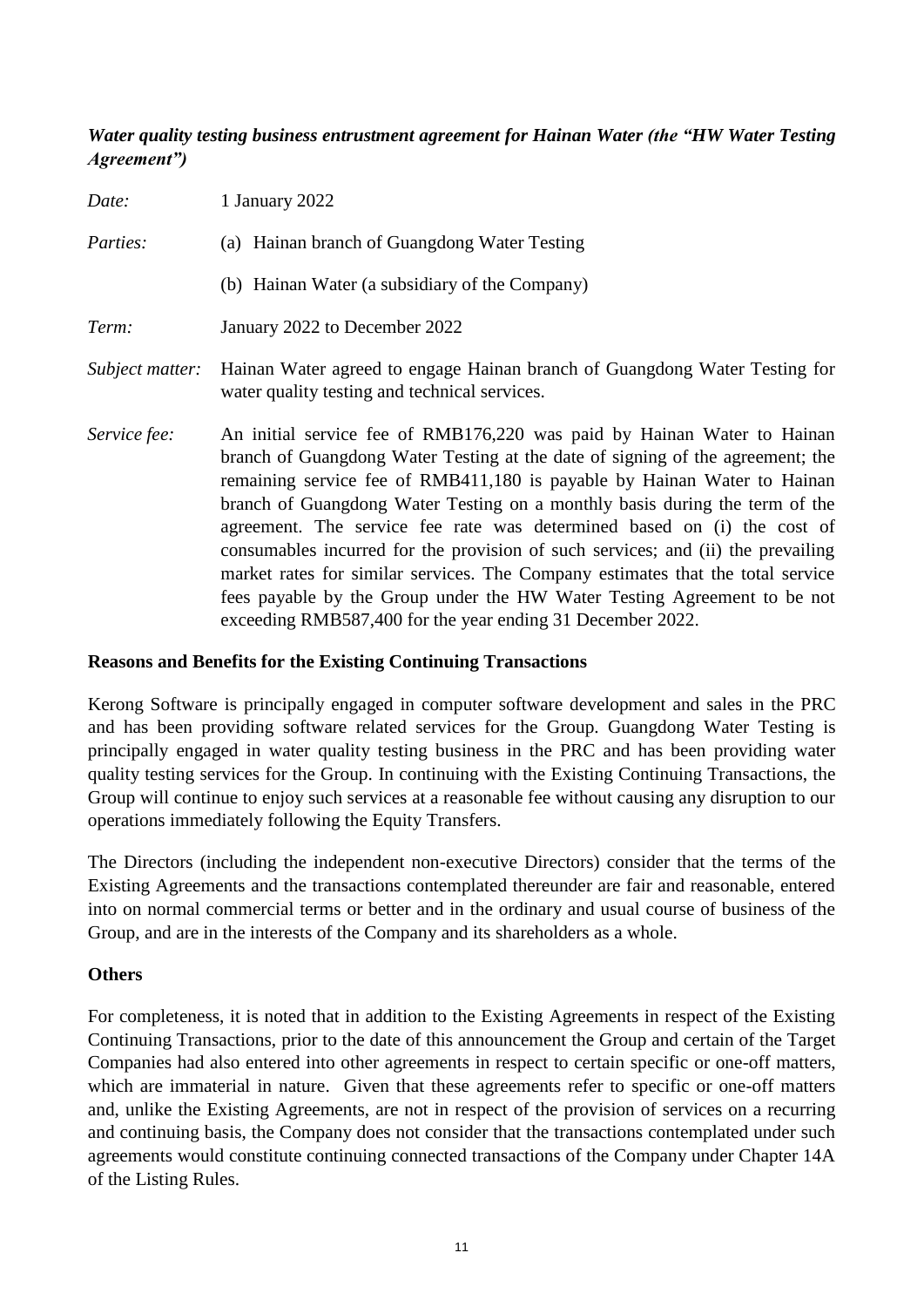***Water quality testing business entrustment agreement for Hainan Water (the "HW Water Testing Agreement")***

*Date:* 1 January 2022

*Parties:* (a) Hainan branch of Guangdong Water Testing

(b) Hainan Water (a subsidiary of the Company)

*Term:* January 2022 to December 2022

*Subject matter:* Hainan Water agreed to engage Hainan branch of Guangdong Water Testing for water quality testing and technical services.

*Service fee:* An initial service fee of RMB176,220 was paid by Hainan Water to Hainan branch of Guangdong Water Testing at the date of signing of the agreement; the remaining service fee of RMB411,180 is payable by Hainan Water to Hainan branch of Guangdong Water Testing on a monthly basis during the term of the agreement. The service fee rate was determined based on (i) the cost of consumables incurred for the provision of such services; and (ii) the prevailing market rates for similar services. The Company estimates that the total service fees payable by the Group under the HW Water Testing Agreement to be not exceeding RMB587,400 for the year ending 31 December 2022.

**Reasons and Benefits for the Existing Continuing Transactions**

Kerong Software is principally engaged in computer software development and sales in the PRC and has been providing software related services for the Group. Guangdong Water Testing is principally engaged in water quality testing business in the PRC and has been providing water quality testing services for the Group. In continuing with the Existing Continuing Transactions, the Group will continue to enjoy such services at a reasonable fee without causing any disruption to our operations immediately following the Equity Transfers.

The Directors (including the independent non-executive Directors) consider that the terms of the Existing Agreements and the transactions contemplated thereunder are fair and reasonable, entered into on normal commercial terms or better and in the ordinary and usual course of business of the Group, and are in the interests of the Company and its shareholders as a whole.

**Others**

For completeness, it is noted that in addition to the Existing Agreements in respect of the Existing Continuing Transactions, prior to the date of this announcement the Group and certain of the Target Companies had also entered into other agreements in respect to certain specific or one-off matters, which are immaterial in nature. Given that these agreements refer to specific or one-off matters and, unlike the Existing Agreements, are not in respect of the provision of services on a recurring and continuing basis, the Company does not consider that the transactions contemplated under such agreements would constitute continuing connected transactions of the Company under Chapter 14A of the Listing Rules.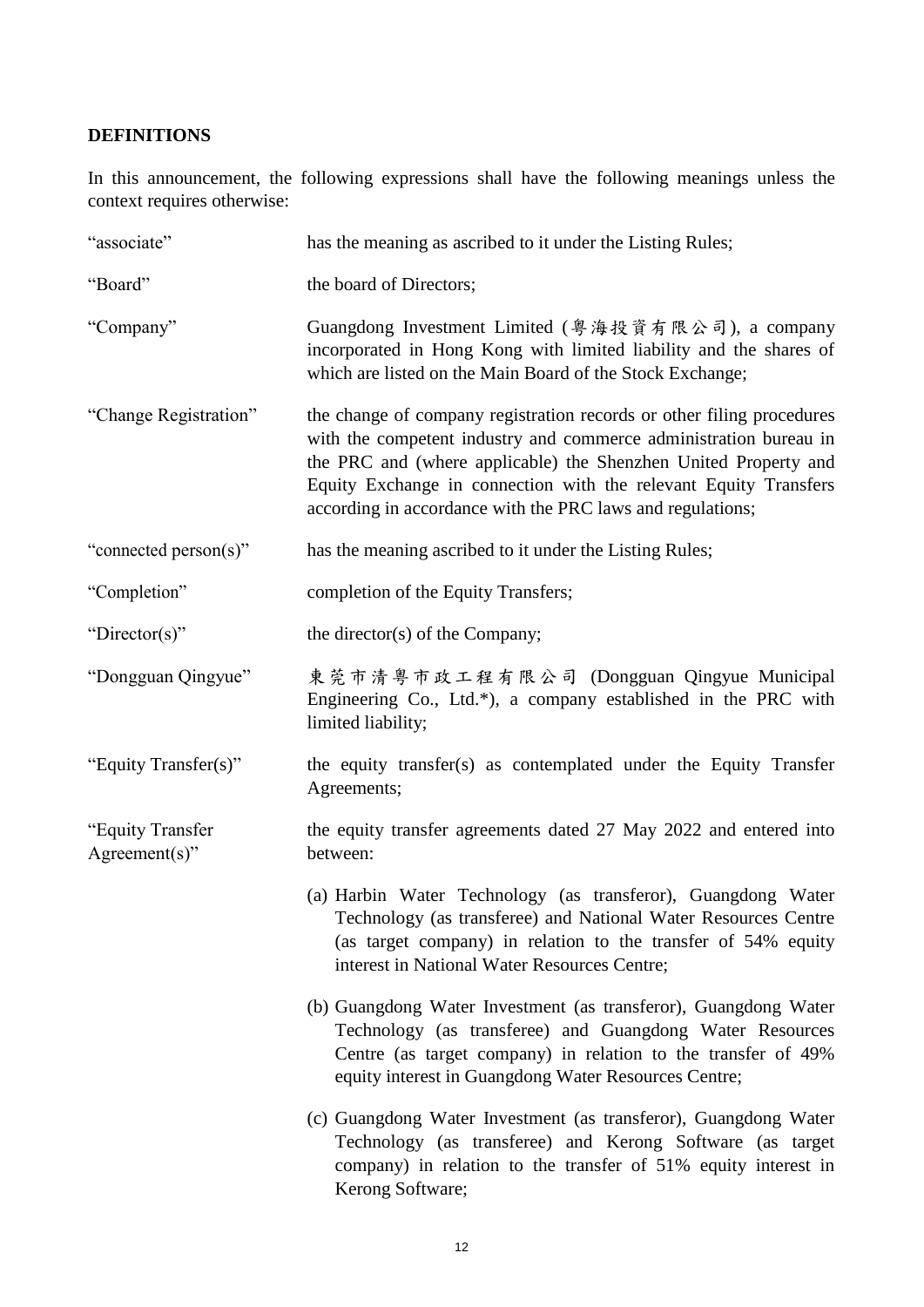## DEFINITIONS

In this announcement, the following expressions shall have the following meanings unless the context requires otherwise:

| | |
|---|---|
| "associate" | has the meaning as ascribed to it under the Listing Rules; |
| "Board" | the board of Directors; |
| "Company" | Guangdong Investment Limited (粵海投資有限公司), a company incorporated in Hong Kong with limited liability and the shares of which are listed on the Main Board of the Stock Exchange; |
| "Change Registration" | the change of company registration records or other filing procedures with the competent industry and commerce administration bureau in the PRC and (where applicable) the Shenzhen United Property and Equity Exchange in connection with the relevant Equity Transfers according in accordance with the PRC laws and regulations; |
| "connected person(s)" | has the meaning ascribed to it under the Listing Rules; |
| "Completion" | completion of the Equity Transfers; |
| "Director(s)" | the director(s) of the Company; |
| "Dongguan Qingyue" | 東莞市清粵市政工程有限公司 (Dongguan Qingyue Municipal Engineering Co., Ltd.*), a company established in the PRC with limited liability; |
| "Equity Transfer(s)" | the equity transfer(s) as contemplated under the Equity Transfer Agreements; |
| "Equity Transfer Agreement(s)" | the equity transfer agreements dated 27 May 2022 and entered into between: |

(a) Harbin Water Technology (as transferor), Guangdong Water Technology (as transferee) and National Water Resources Centre (as target company) in relation to the transfer of 54% equity interest in National Water Resources Centre;

(b) Guangdong Water Investment (as transferor), Guangdong Water Technology (as transferee) and Guangdong Water Resources Centre (as target company) in relation to the transfer of 49% equity interest in Guangdong Water Resources Centre;

(c) Guangdong Water Investment (as transferor), Guangdong Water Technology (as transferee) and Kerong Software (as target company) in relation to the transfer of 51% equity interest in Kerong Software;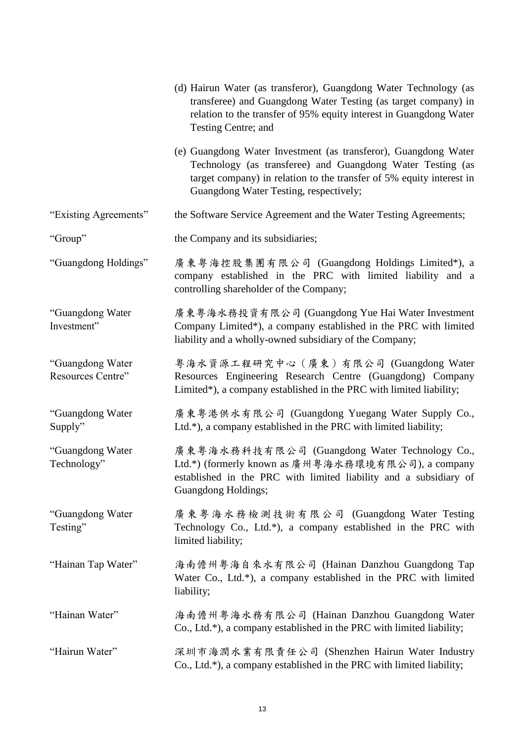(d) Hairun Water (as transferor), Guangdong Water Technology (as transferee) and Guangdong Water Testing (as target company) in relation to the transfer of 95% equity interest in Guangdong Water Testing Centre; and

(e) Guangdong Water Investment (as transferor), Guangdong Water Technology (as transferee) and Guangdong Water Testing (as target company) in relation to the transfer of 5% equity interest in Guangdong Water Testing, respectively;

"Existing Agreements" the Software Service Agreement and the Water Testing Agreements;

"Group" the Company and its subsidiaries;

"Guangdong Holdings" 廣東粵海控股集團有限公司 (Guangdong Holdings Limited*), a company established in the PRC with limited liability and a controlling shareholder of the Company;

"Guangdong Water Investment" 廣東粵海水務投資有限公司 (Guangdong Yue Hai Water Investment Company Limited*), a company established in the PRC with limited liability and a wholly-owned subsidiary of the Company;

"Guangdong Water Resources Centre" 粵海水資源工程研究中心（廣東）有限公司 (Guangdong Water Resources Engineering Research Centre (Guangdong) Company Limited*), a company established in the PRC with limited liability;

"Guangdong Water Supply" 廣東粵港供水有限公司 (Guangdong Yuegang Water Supply Co., Ltd.*), a company established in the PRC with limited liability;

"Guangdong Water Technology" 廣東粵海水務科技有限公司 (Guangdong Water Technology Co., Ltd.*) (formerly known as 廣州粵海水務環境有限公司), a company established in the PRC with limited liability and a subsidiary of Guangdong Holdings;

"Guangdong Water Testing" 廣東粵海水務檢測技術有限公司 (Guangdong Water Testing Technology Co., Ltd.*), a company established in the PRC with limited liability;

"Hainan Tap Water" 海南儋州粵海自來水有限公司 (Hainan Danzhou Guangdong Tap Water Co., Ltd.*), a company established in the PRC with limited liability;

"Hainan Water" 海南儋州粵海水務有限公司 (Hainan Danzhou Guangdong Water Co., Ltd.*), a company established in the PRC with limited liability;

"Hairun Water" 深圳市海潤水業有限責任公司 (Shenzhen Hairun Water Industry Co., Ltd.*), a company established in the PRC with limited liability;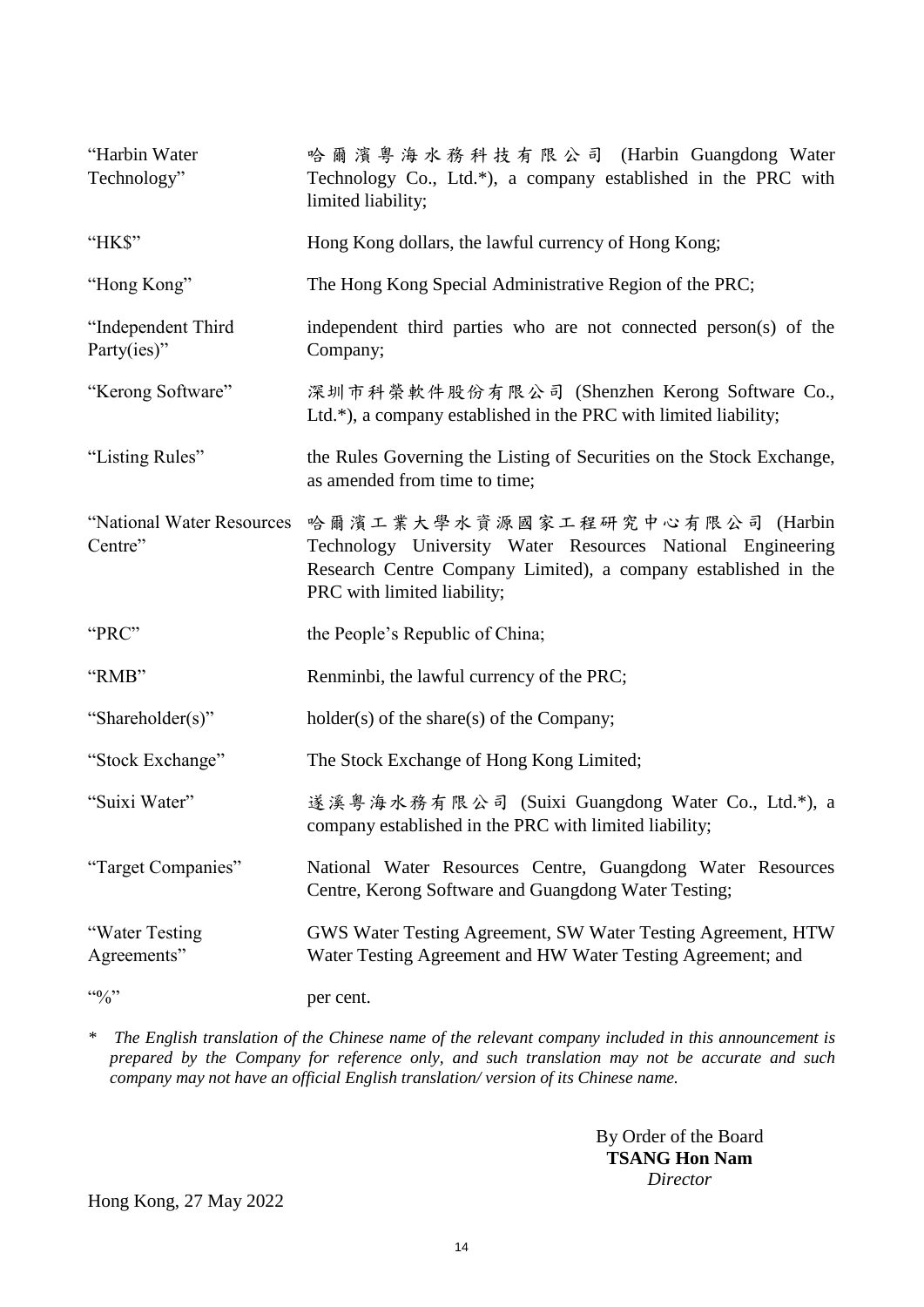| | |
|---|---|
| "Harbin Water Technology" | 哈爾濱粵海水務科技有限公司 (Harbin Guangdong Water Technology Co., Ltd.*), a company established in the PRC with limited liability; |
| "HK$" | Hong Kong dollars, the lawful currency of Hong Kong; |
| "Hong Kong" | The Hong Kong Special Administrative Region of the PRC; |
| "Independent Third Party(ies)" | independent third parties who are not connected person(s) of the Company; |
| "Kerong Software" | 深圳市科榮軟件股份有限公司 (Shenzhen Kerong Software Co., Ltd.*), a company established in the PRC with limited liability; |
| "Listing Rules" | the Rules Governing the Listing of Securities on the Stock Exchange, as amended from time to time; |
| "National Water Resources Centre" | 哈爾濱工業大學水資源國家工程研究中心有限公司 (Harbin Technology University Water Resources National Engineering Research Centre Company Limited), a company established in the PRC with limited liability; |
| "PRC" | the People's Republic of China; |
| "RMB" | Renminbi, the lawful currency of the PRC; |
| "Shareholder(s)" | holder(s) of the share(s) of the Company; |
| "Stock Exchange" | The Stock Exchange of Hong Kong Limited; |
| "Suixi Water" | 遂溪粵海水務有限公司 (Suixi Guangdong Water Co., Ltd.*), a company established in the PRC with limited liability; |
| "Target Companies" | National Water Resources Centre, Guangdong Water Resources Centre, Kerong Software and Guangdong Water Testing; |
| "Water Testing Agreements" | GWS Water Testing Agreement, SW Water Testing Agreement, HTW Water Testing Agreement and HW Water Testing Agreement; and |
| "%" | per cent. |

* *The English translation of the Chinese name of the relevant company included in this announcement is prepared by the Company for reference only, and such translation may not be accurate and such company may not have an official English translation/ version of its Chinese name.*

By Order of the Board
**TSANG Hon Nam**
*Director*

Hong Kong, 27 May 2022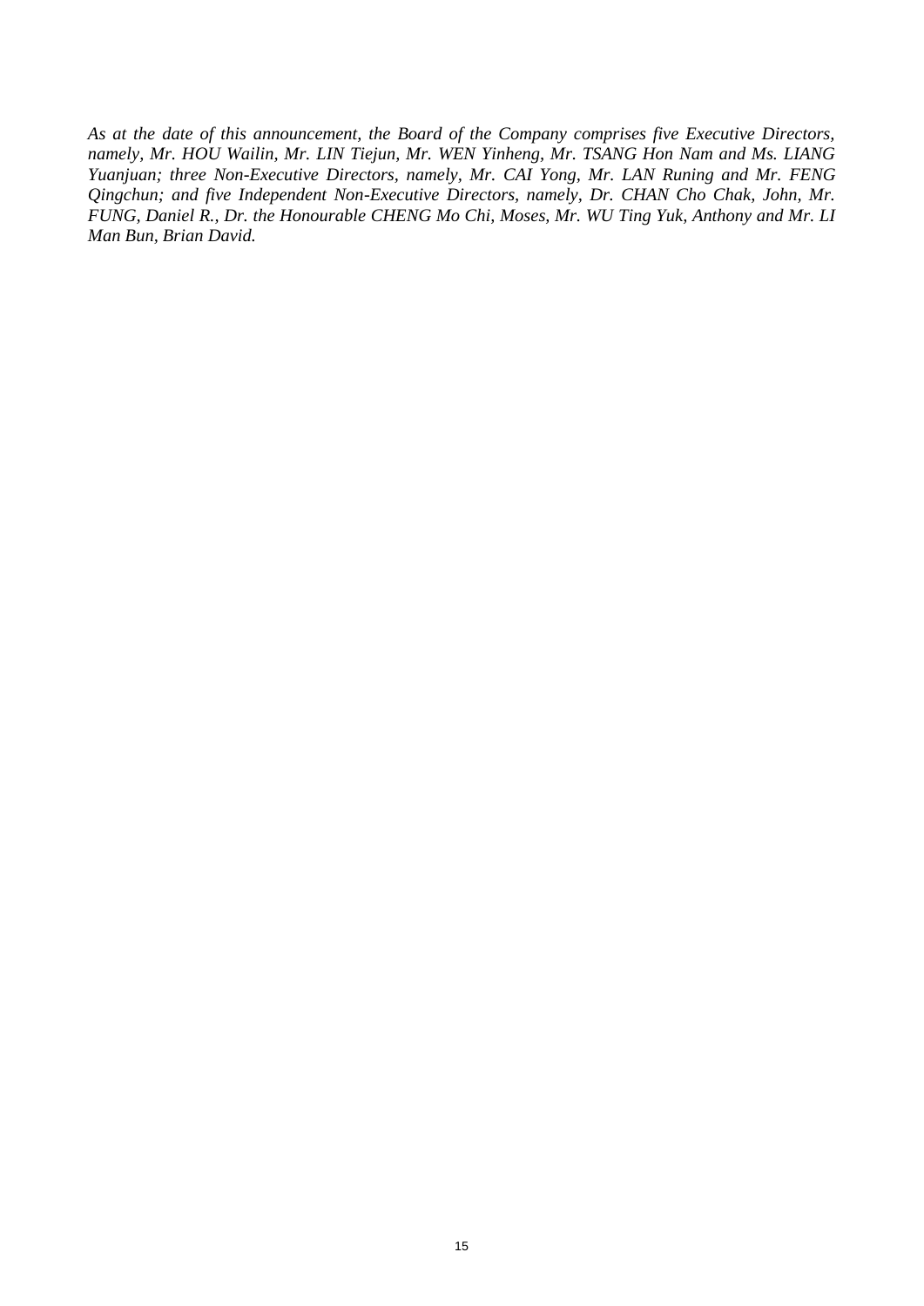*As at the date of this announcement, the Board of the Company comprises five Executive Directors, namely, Mr. HOU Wailin, Mr. LIN Tiejun, Mr. WEN Yinheng, Mr. TSANG Hon Nam and Ms. LIANG Yuanjuan; three Non-Executive Directors, namely, Mr. CAI Yong, Mr. LAN Runing and Mr. FENG Qingchun; and five Independent Non-Executive Directors, namely, Dr. CHAN Cho Chak, John, Mr. FUNG, Daniel R., Dr. the Honourable CHENG Mo Chi, Moses, Mr. WU Ting Yuk, Anthony and Mr. LI Man Bun, Brian David.*